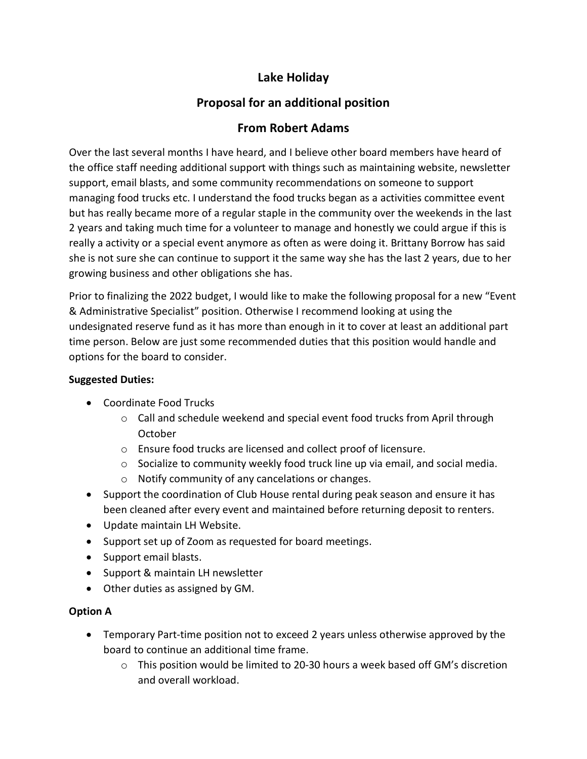# Lake Holiday

## Proposal for an additional position

## From Robert Adams

Over the last several months I have heard, and I believe other board members have heard of the office staff needing additional support with things such as maintaining website, newsletter support, email blasts, and some community recommendations on someone to support managing food trucks etc. I understand the food trucks began as a activities committee event but has really became more of a regular staple in the community over the weekends in the last 2 years and taking much time for a volunteer to manage and honestly we could argue if this is really a activity or a special event anymore as often as were doing it. Brittany Borrow has said she is not sure she can continue to support it the same way she has the last 2 years, due to her growing business and other obligations she has.

Prior to finalizing the 2022 budget, I would like to make the following proposal for a new "Event & Administrative Specialist" position. Otherwise I recommend looking at using the undesignated reserve fund as it has more than enough in it to cover at least an additional part time person. Below are just some recommended duties that this position would handle and options for the board to consider.

**Suggested Duties:**

- Coordinate Food Trucks
  - Call and schedule weekend and special event food trucks from April through October
  - Ensure food trucks are licensed and collect proof of licensure.
  - Socialize to community weekly food truck line up via email, and social media.
  - Notify community of any cancelations or changes.
- Support the coordination of Club House rental during peak season and ensure it has been cleaned after every event and maintained before returning deposit to renters.
- Update maintain LH Website.
- Support set up of Zoom as requested for board meetings.
- Support email blasts.
- Support & maintain LH newsletter
- Other duties as assigned by GM.

**Option A**

- Temporary Part-time position not to exceed 2 years unless otherwise approved by the board to continue an additional time frame.
  - This position would be limited to 20-30 hours a week based off GM's discretion and overall workload.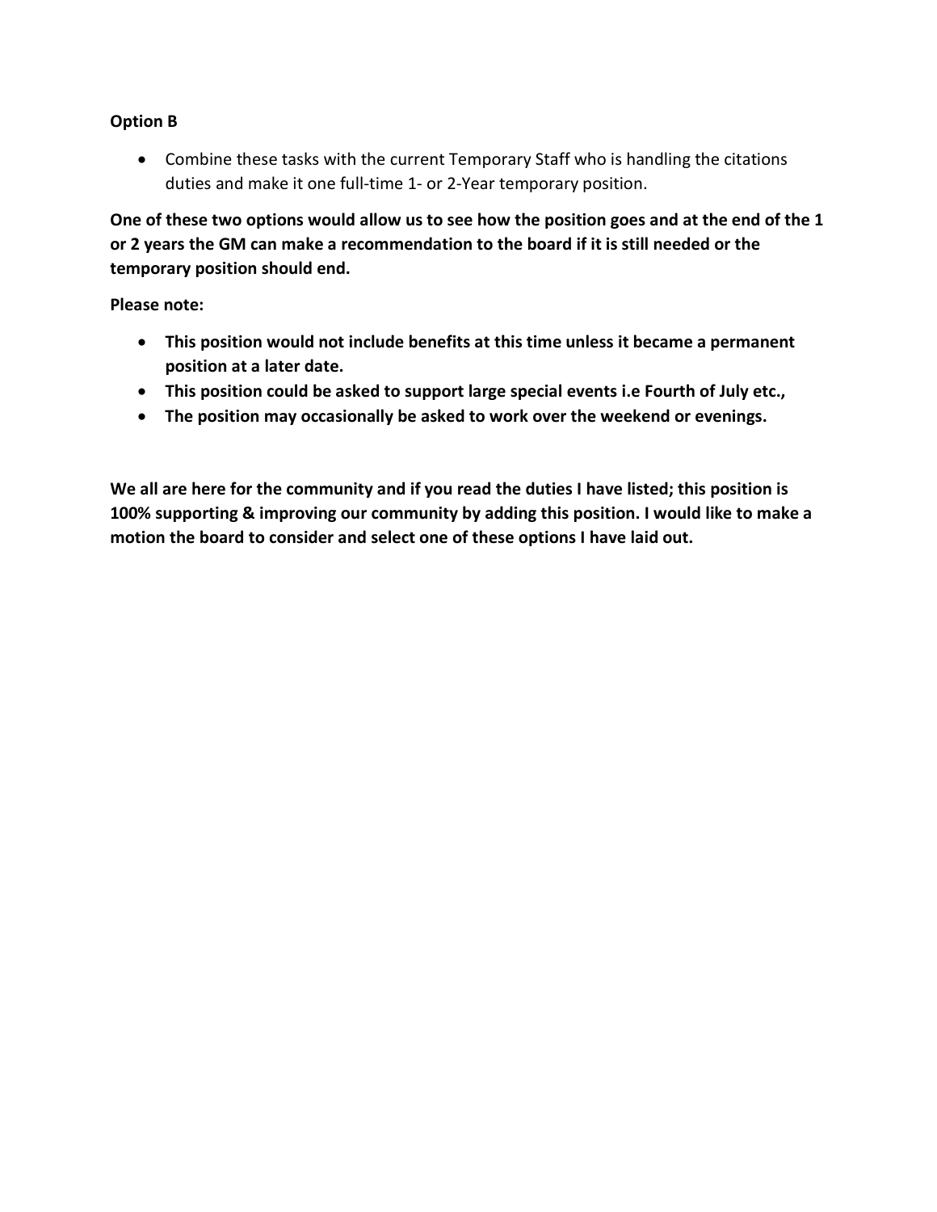**Option B**

- Combine these tasks with the current Temporary Staff who is handling the citations duties and make it one full-time 1- or 2-Year temporary position.

**One of these two options would allow us to see how the position goes and at the end of the 1 or 2 years the GM can make a recommendation to the board if it is still needed or the temporary position should end.**

**Please note:**

- **This position would not include benefits at this time unless it became a permanent position at a later date.**
- **This position could be asked to support large special events i.e Fourth of July etc.,**
- **The position may occasionally be asked to work over the weekend or evenings.**

**We all are here for the community and if you read the duties I have listed; this position is 100% supporting & improving our community by adding this position. I would like to make a motion the board to consider and select one of these options I have laid out.**